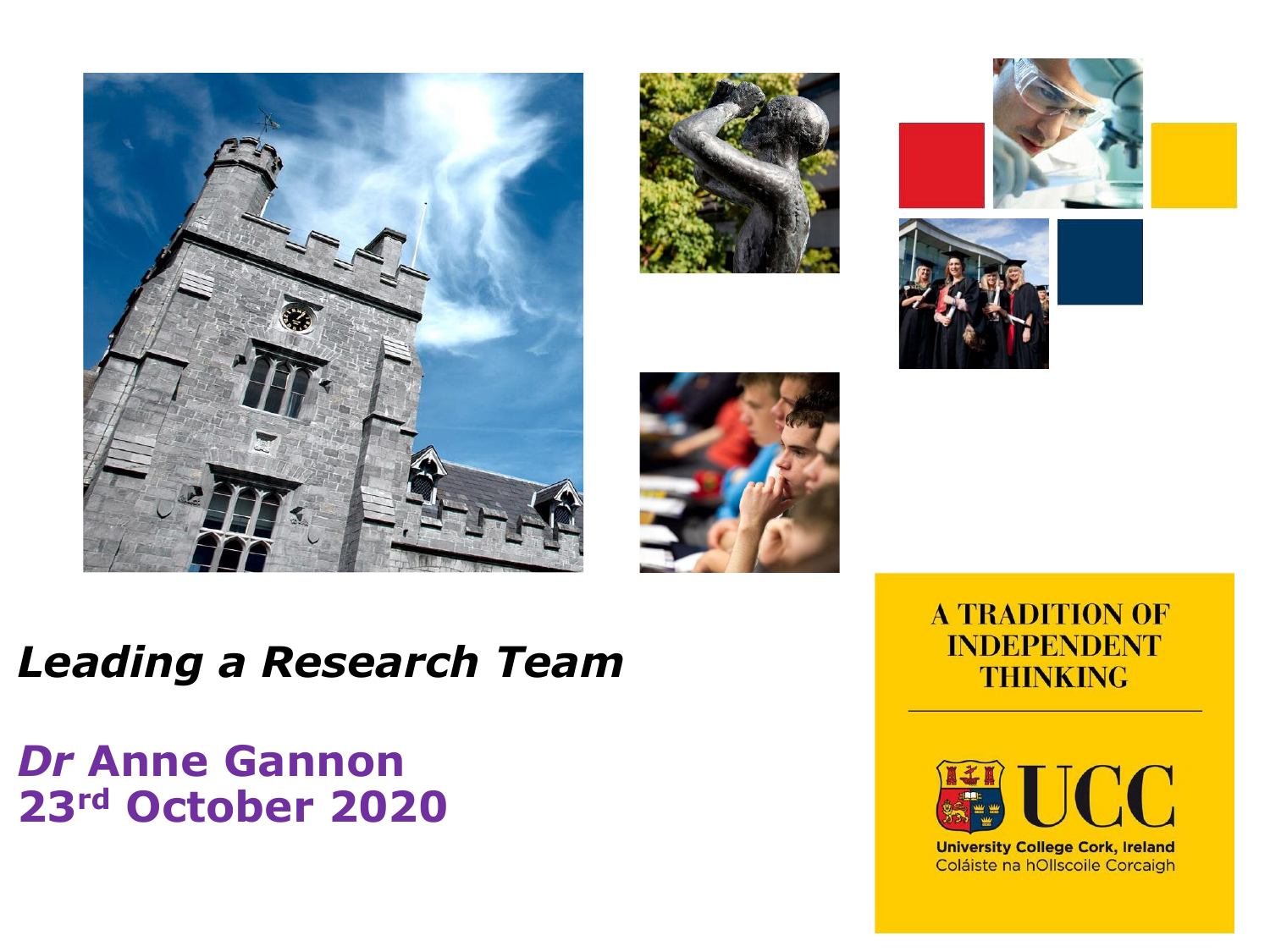# *Leading a Research Team*

***Dr* Anne Gannon**
**23rd October 2020**

A TRADITION OF INDEPENDENT THINKING

UCC

University College Cork, Ireland
Coláiste na hOllscoile Corcaigh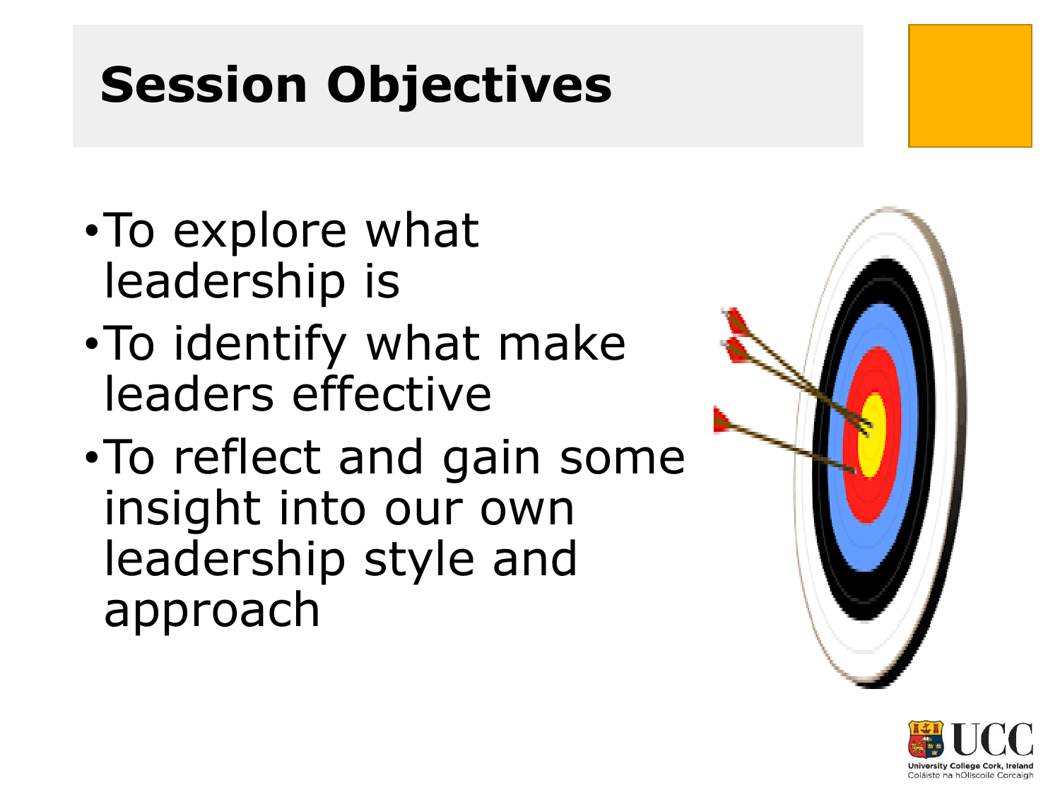# Session Objectives

- To explore what leadership is
- To identify what make leaders effective
- To reflect and gain some insight into our own leadership style and approach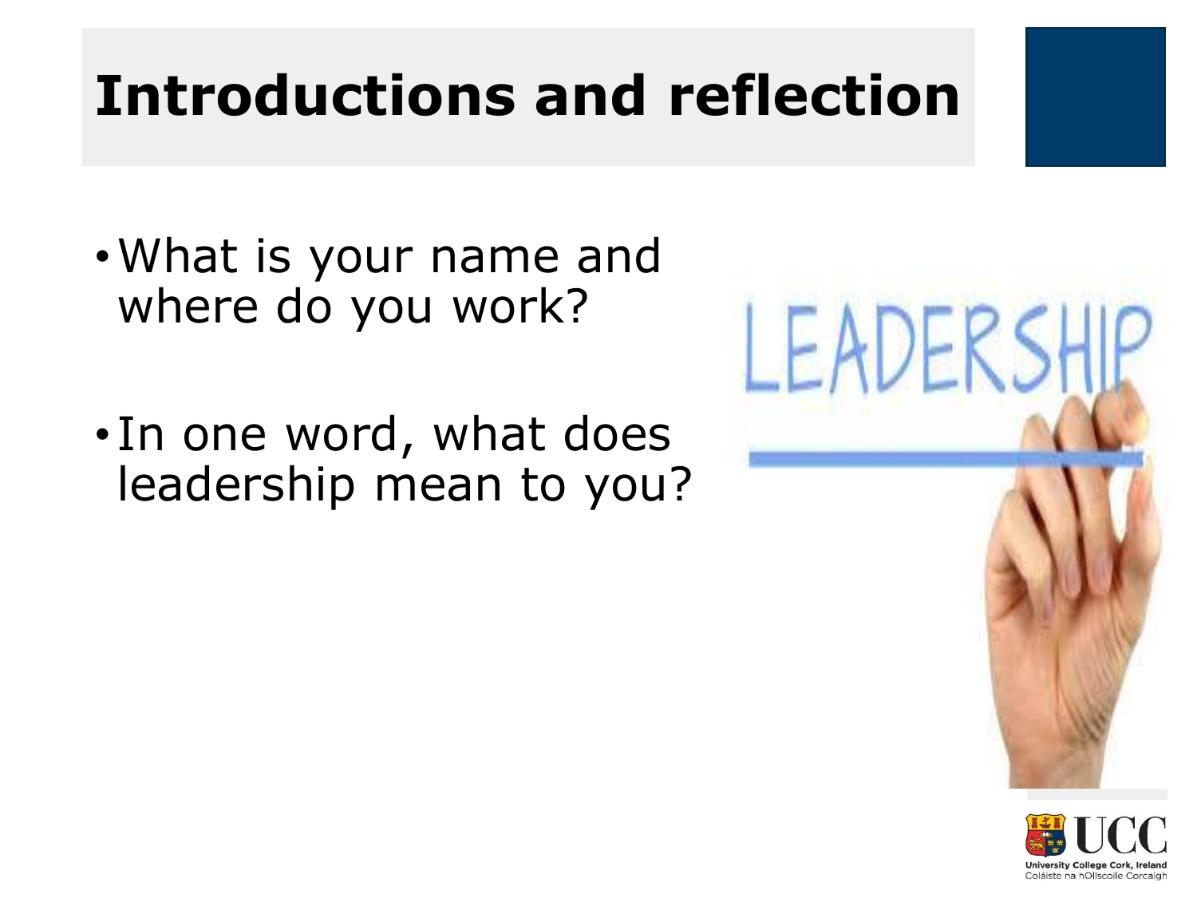# Introductions and reflection

- What is your name and where do you work?
- In one word, what does leadership mean to you?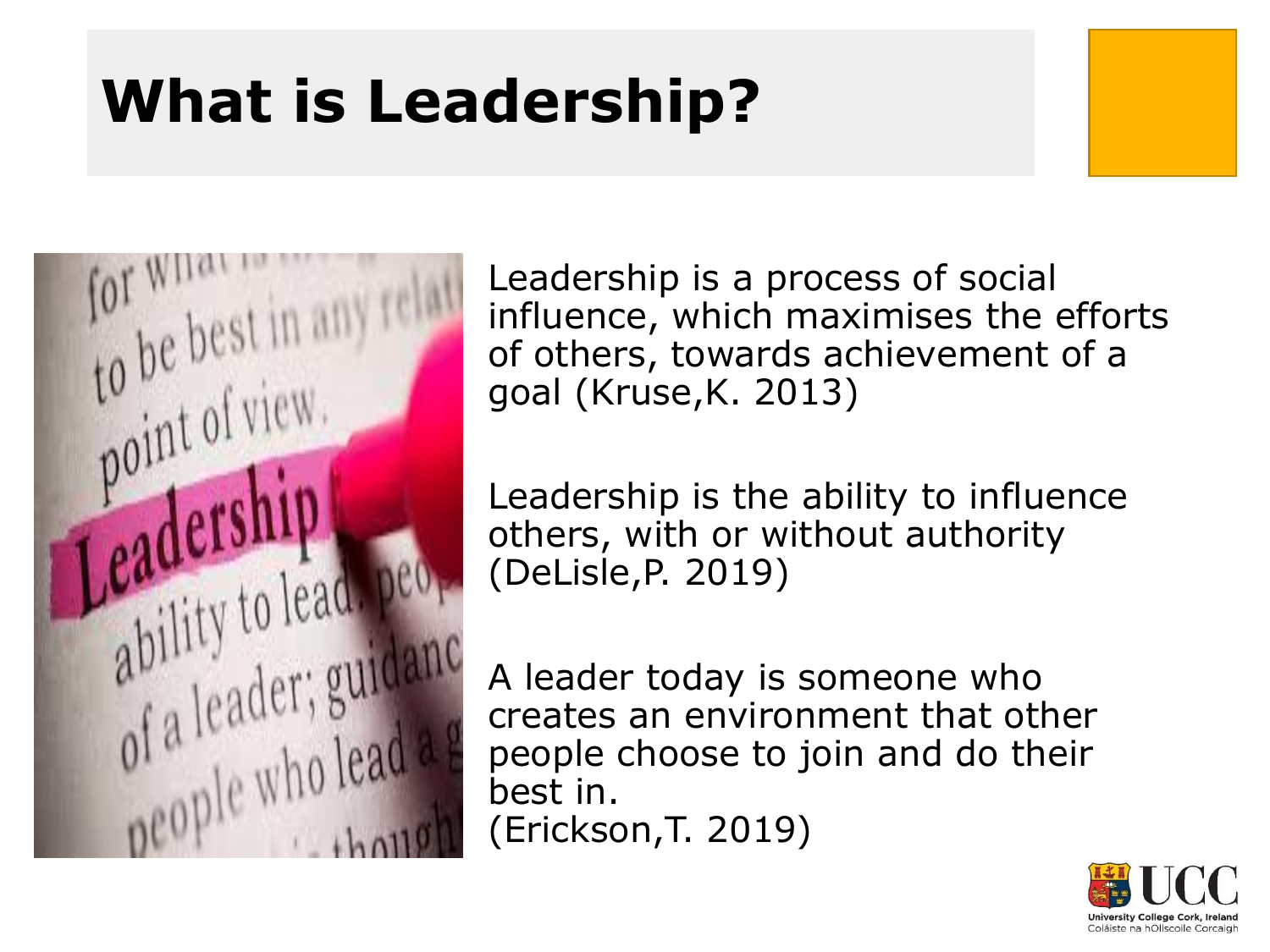# What is Leadership?

Leadership is a process of social influence, which maximises the efforts of others, towards achievement of a goal (Kruse,K. 2013)

Leadership is the ability to influence others, with or without authority (DeLisle,P. 2019)

A leader today is someone who creates an environment that other people choose to join and do their best in.
(Erickson,T. 2019)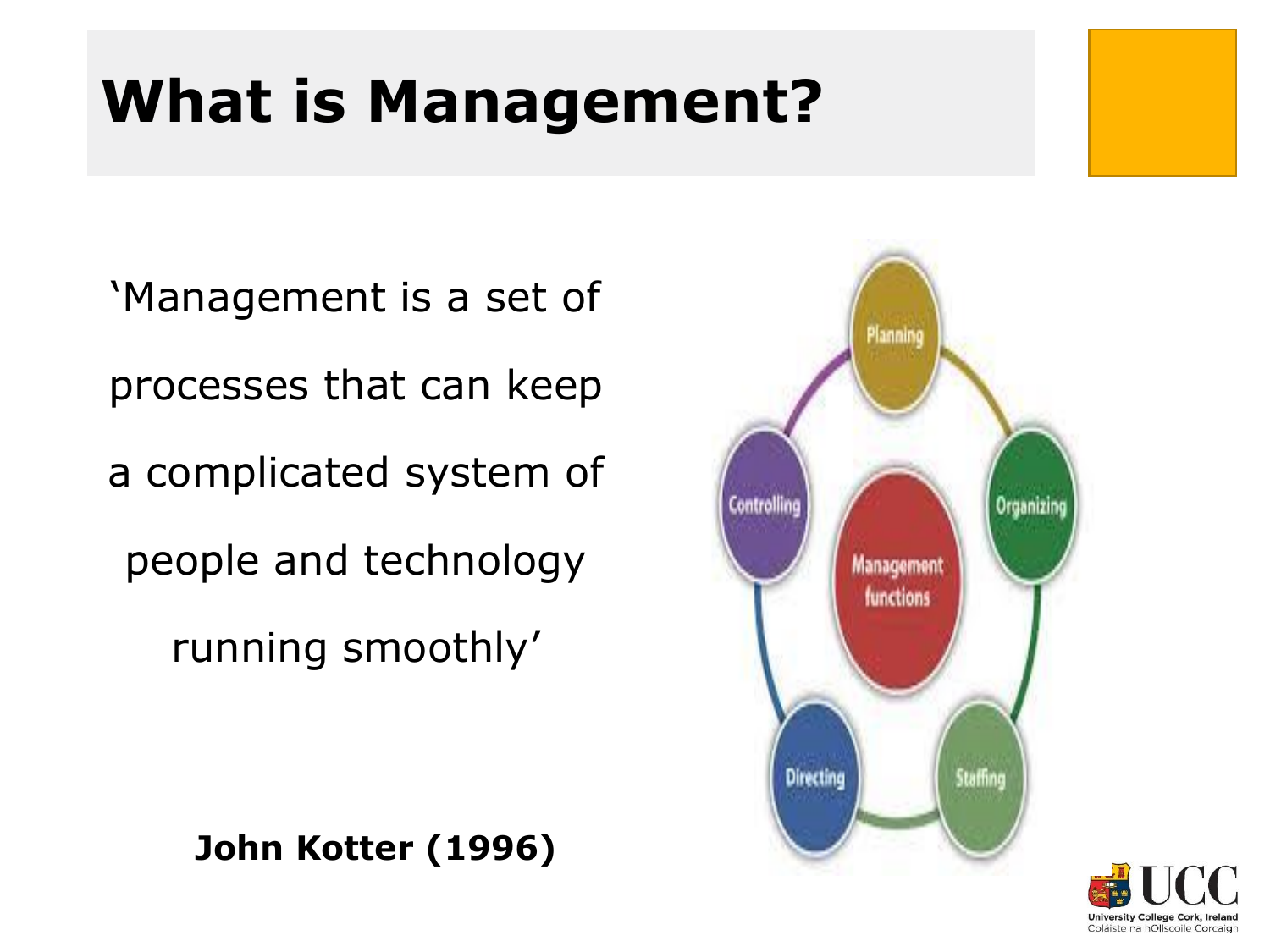# What is Management?

'Management is a set of processes that can keep a complicated system of people and technology running smoothly'

**John Kotter (1996)**

Planning

Organizing

Staffing

Directing

Controlling

Management functions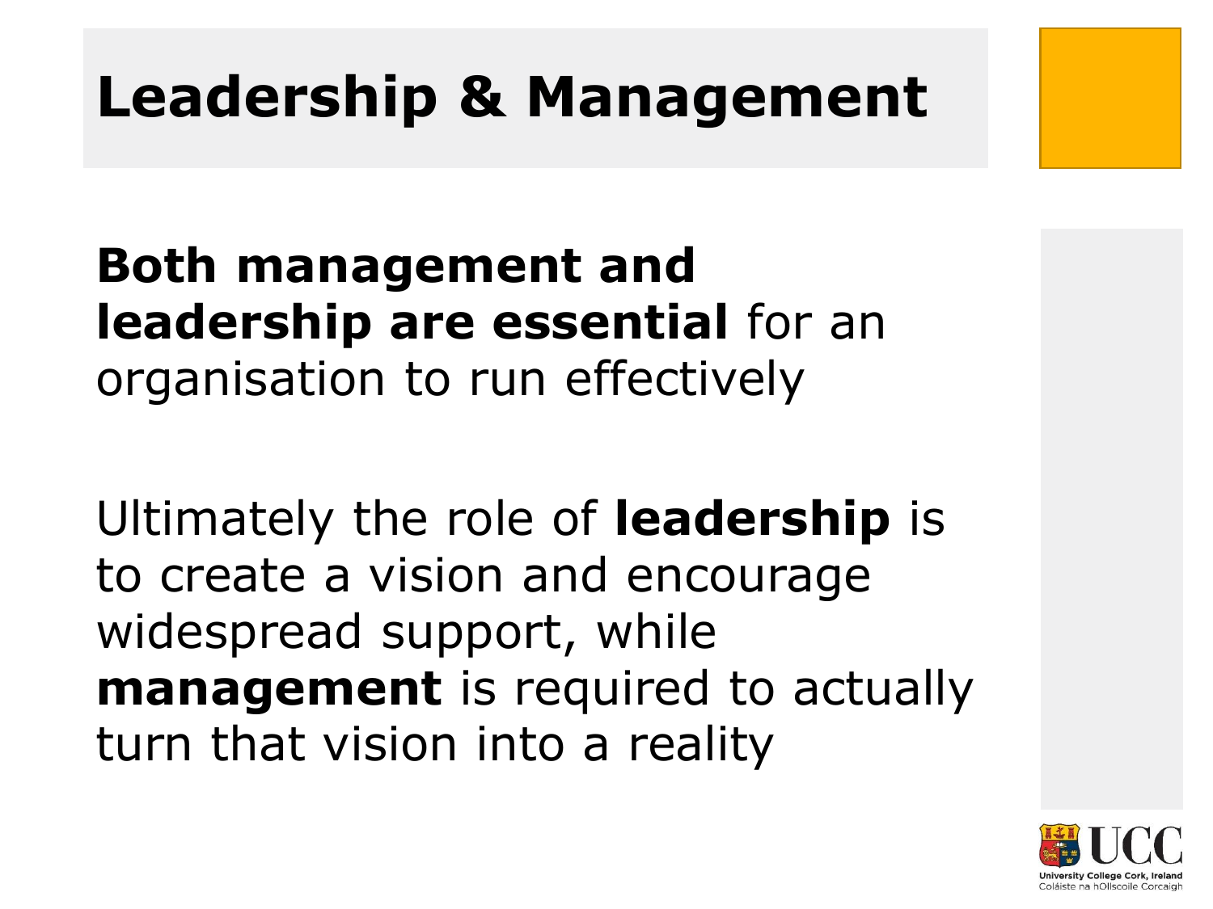# Leadership & Management

**Both management and leadership are essential** for an organisation to run effectively

Ultimately the role of **leadership** is to create a vision and encourage widespread support, while **management** is required to actually turn that vision into a reality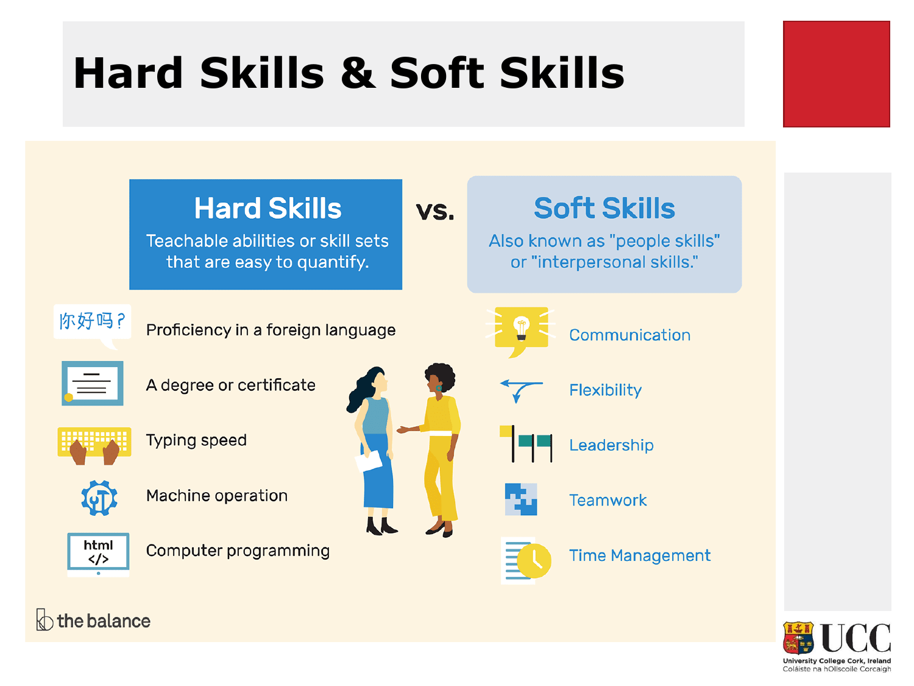# Hard Skills & Soft Skills

## Hard Skills

Teachable abilities or skill sets that are easy to quantify.

vs.

## Soft Skills

Also known as "people skills" or "interpersonal skills."

| Hard Skills | Soft Skills |
|---|---|
| 你好吗？ Proficiency in a foreign language | Communication |
| A degree or certificate | Flexibility |
| Typing speed | Leadership |
| Machine operation | Teamwork |
| html </> Computer programming | Time Management |

the balance

University College Cork, Ireland
Coláiste na hOllscoile Corcaigh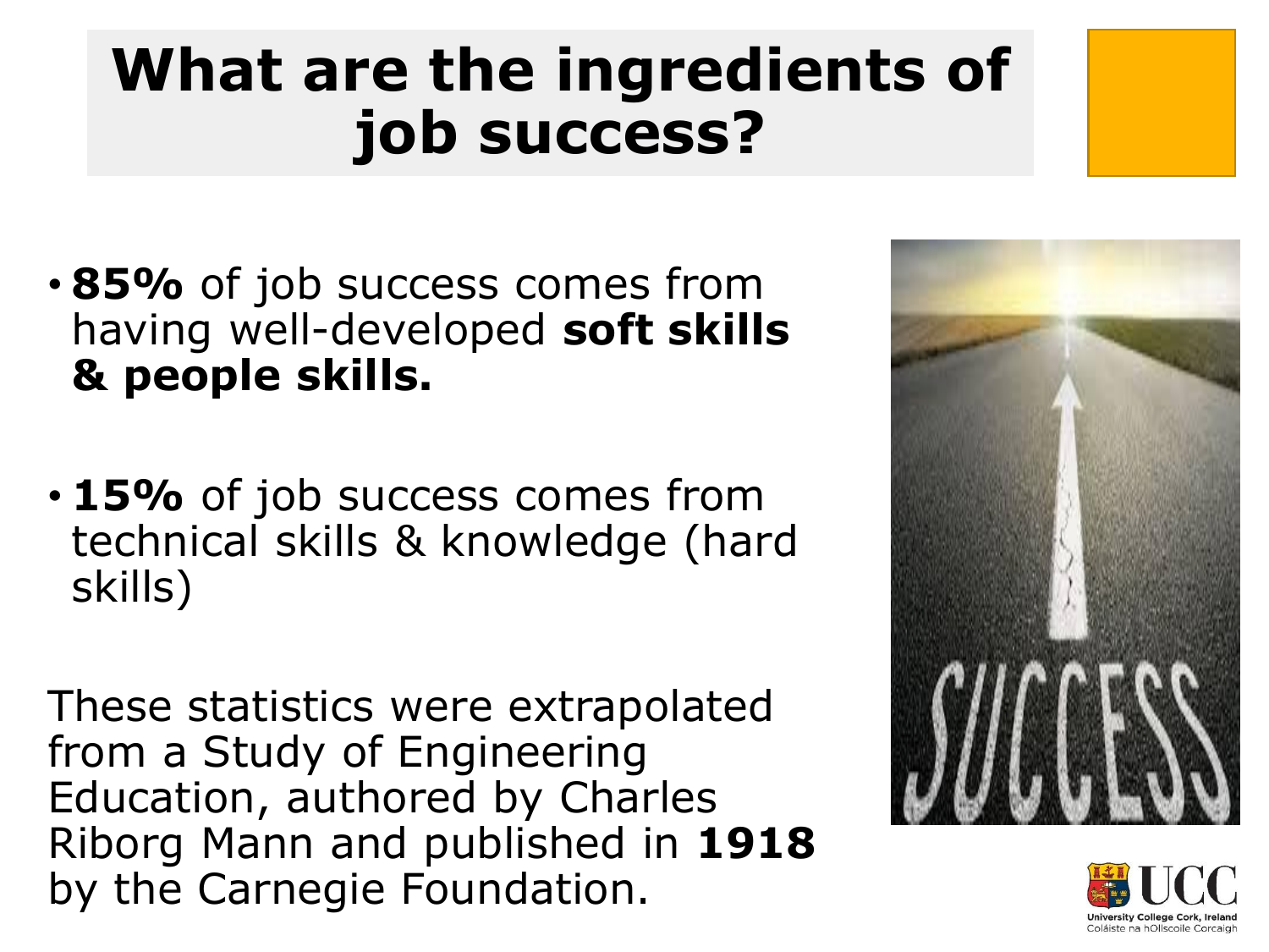# What are the ingredients of job success?

- **85%** of job success comes from having well-developed **soft skills & people skills.**

- **15%** of job success comes from technical skills & knowledge (hard skills)

These statistics were extrapolated from a Study of Engineering Education, authored by Charles Riborg Mann and published in **1918** by the Carnegie Foundation.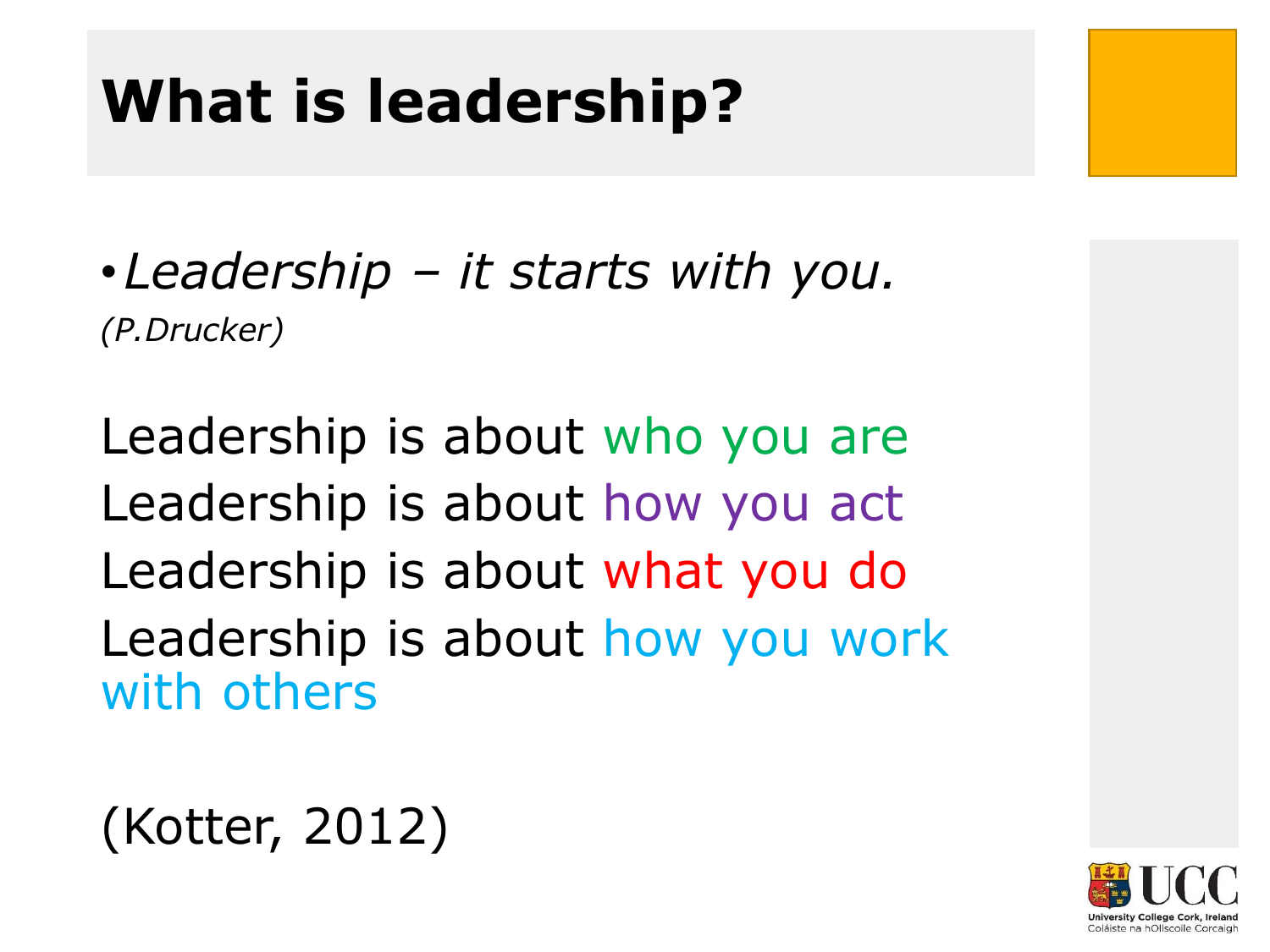# What is leadership?

- *Leadership – it starts with you.*
*(P.Drucker)*

Leadership is about who you are
Leadership is about how you act
Leadership is about what you do
Leadership is about how you work with others

(Kotter, 2012)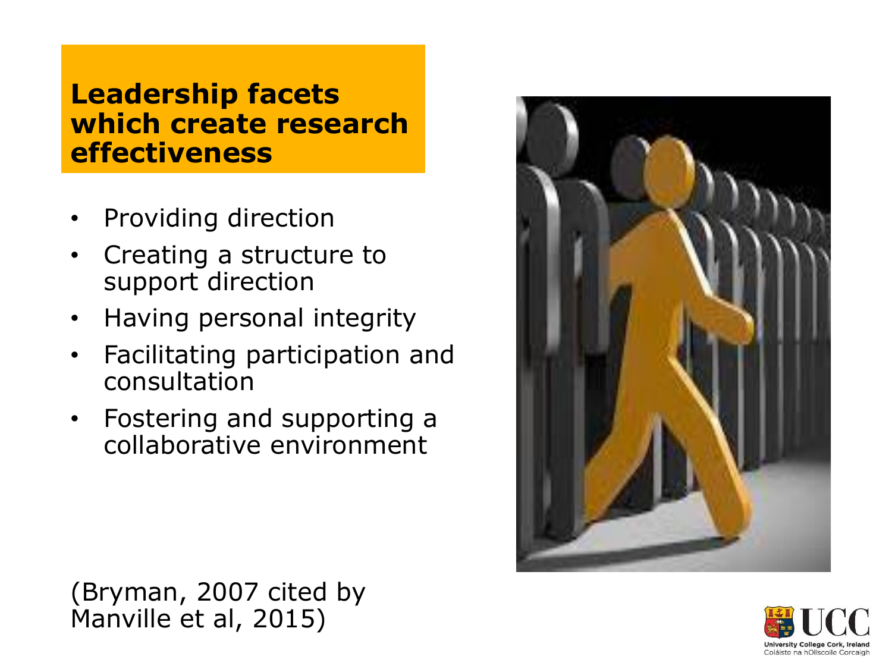## Leadership facets which create research effectiveness

- Providing direction
- Creating a structure to support direction
- Having personal integrity
- Facilitating participation and consultation
- Fostering and supporting a collaborative environment

(Bryman, 2007 cited by Manville et al, 2015)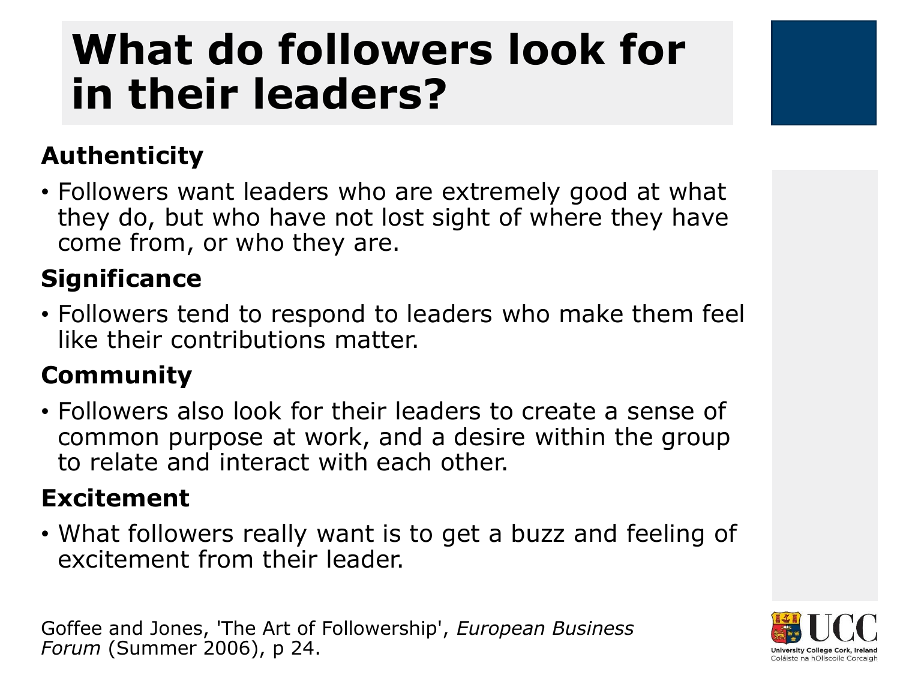# What do followers look for in their leaders?

**Authenticity**

- Followers want leaders who are extremely good at what they do, but who have not lost sight of where they have come from, or who they are.

**Significance**

- Followers tend to respond to leaders who make them feel like their contributions matter.

**Community**

- Followers also look for their leaders to create a sense of common purpose at work, and a desire within the group to relate and interact with each other.

**Excitement**

- What followers really want is to get a buzz and feeling of excitement from their leader.

Goffee and Jones, 'The Art of Followership', *European Business Forum* (Summer 2006), p 24.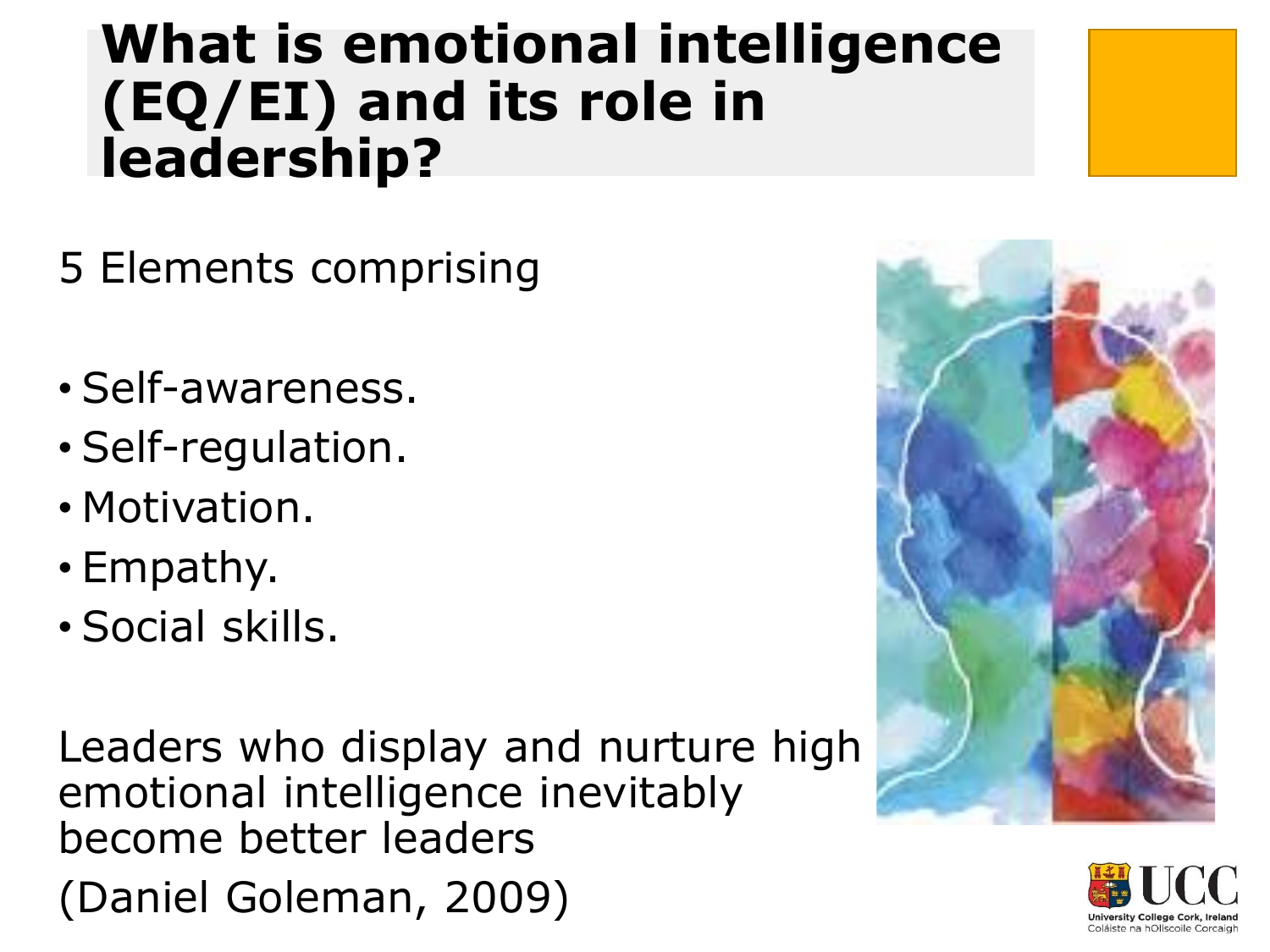# What is emotional intelligence (EQ/EI) and its role in leadership?

5 Elements comprising

- Self-awareness.
- Self-regulation.
- Motivation.
- Empathy.
- Social skills.

Leaders who display and nurture high emotional intelligence inevitably become better leaders

(Daniel Goleman, 2009)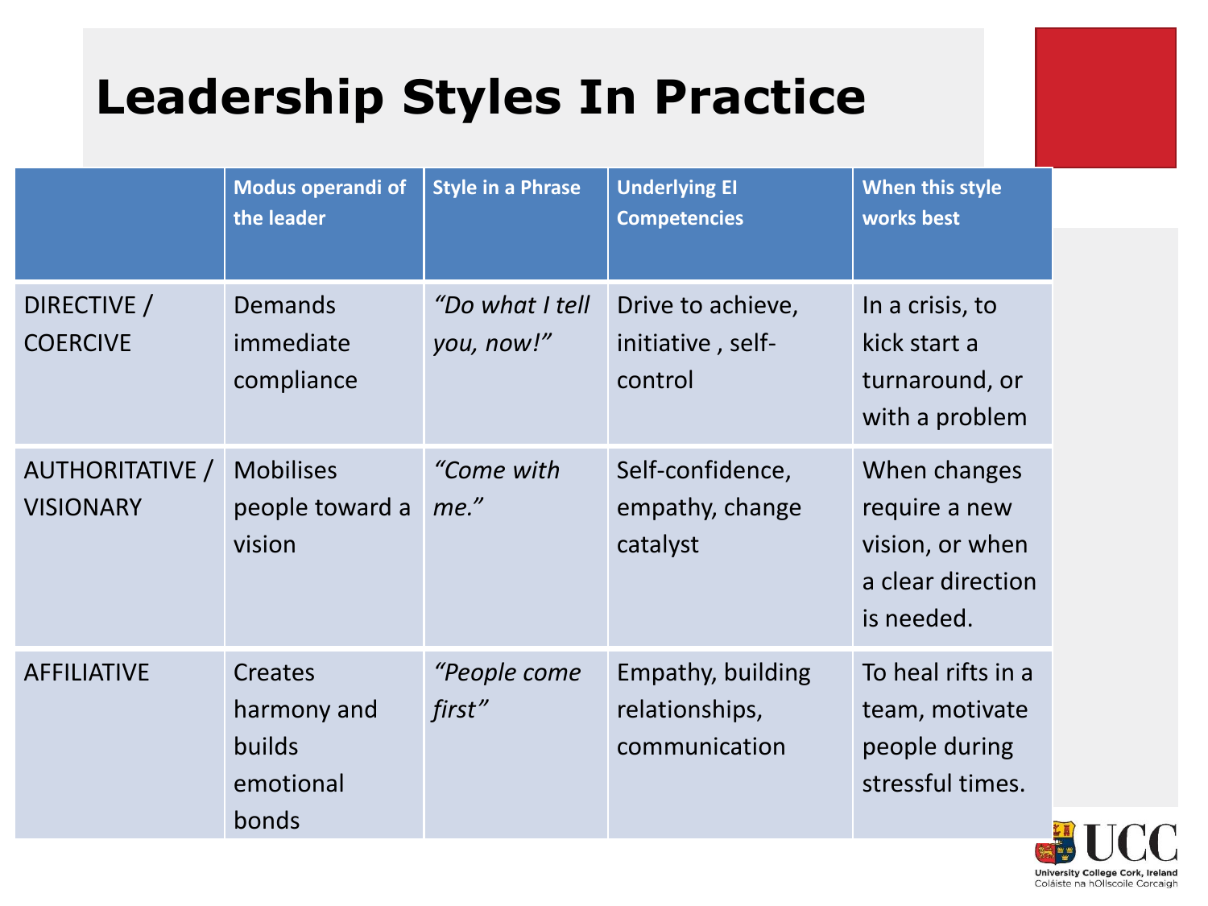# Leadership Styles In Practice

| | Modus operandi of the leader | Style in a Phrase | Underlying EI Competencies | When this style works best |
|---|---|---|---|---|
| DIRECTIVE / COERCIVE | Demands immediate compliance | *"Do what I tell you, now!"* | Drive to achieve, initiative , self-control | In a crisis, to kick start a turnaround, or with a problem |
| AUTHORITATIVE / VISIONARY | Mobilises people toward a vision | *"Come with me."* | Self-confidence, empathy, change catalyst | When changes require a new vision, or when a clear direction is needed. |
| AFFILIATIVE | Creates harmony and builds emotional bonds | *"People come first"* | Empathy, building relationships, communication | To heal rifts in a team, motivate people during stressful times. |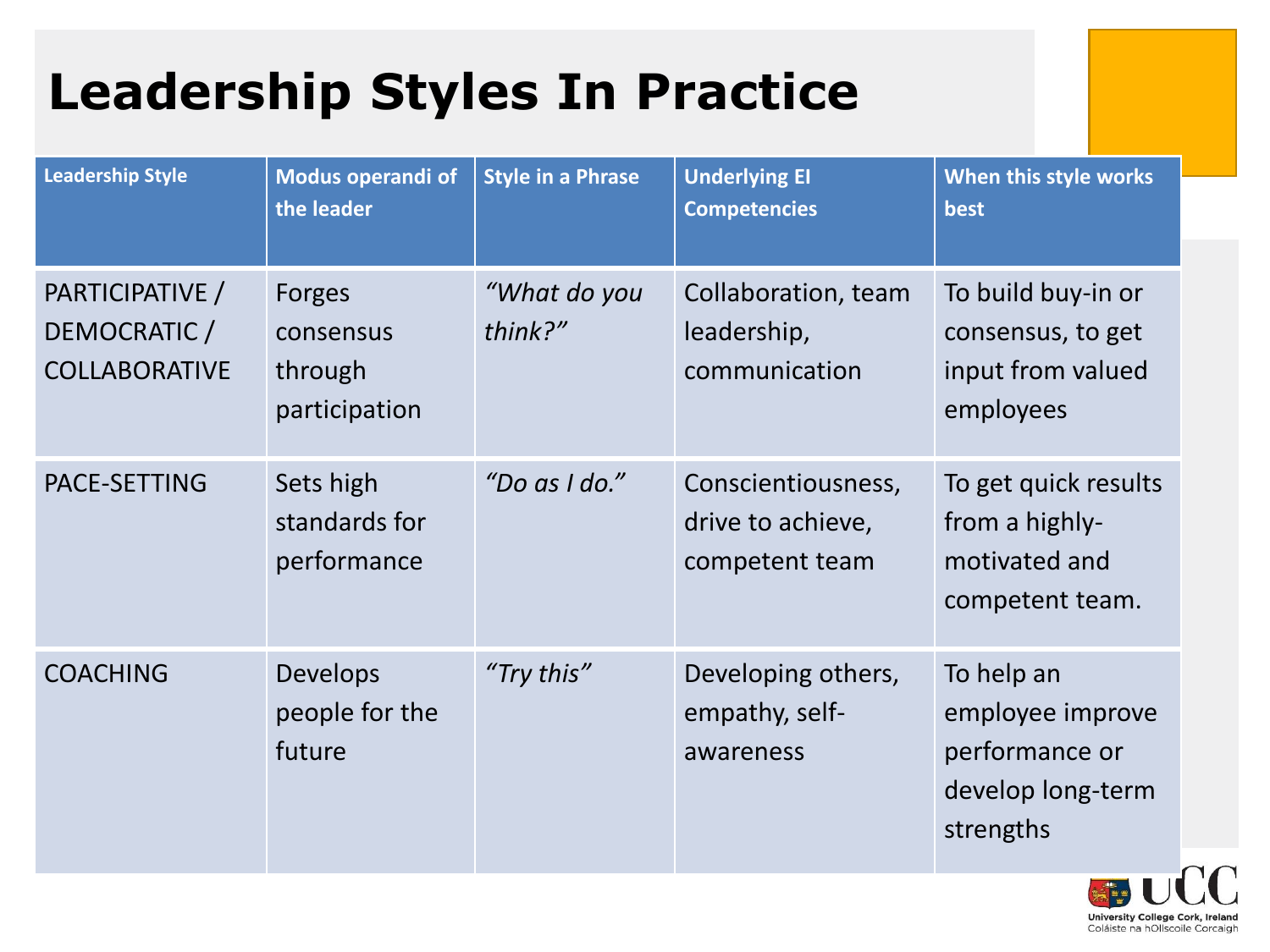# Leadership Styles In Practice

| Leadership Style | Modus operandi of the leader | Style in a Phrase | Underlying EI Competencies | When this style works best |
|---|---|---|---|---|
| PARTICIPATIVE / DEMOCRATIC / COLLABORATIVE | Forges consensus through participation | *"What do you think?"* | Collaboration, team leadership, communication | To build buy-in or consensus, to get input from valued employees |
| PACE-SETTING | Sets high standards for performance | *"Do as I do."* | Conscientiousness, drive to achieve, competent team | To get quick results from a highly-motivated and competent team. |
| COACHING | Develops people for the future | *"Try this"* | Developing others, empathy, self-awareness | To help an employee improve performance or develop long-term strengths |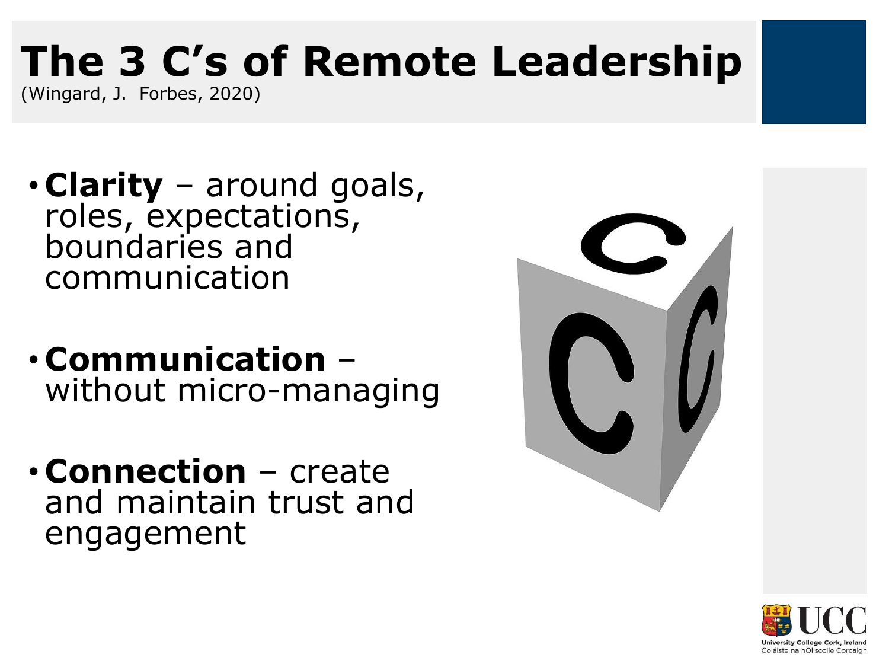# The 3 C's of Remote Leadership

(Wingard, J. Forbes, 2020)

- **Clarity** – around goals, roles, expectations, boundaries and communication
- **Communication** – without micro-managing
- **Connection** – create and maintain trust and engagement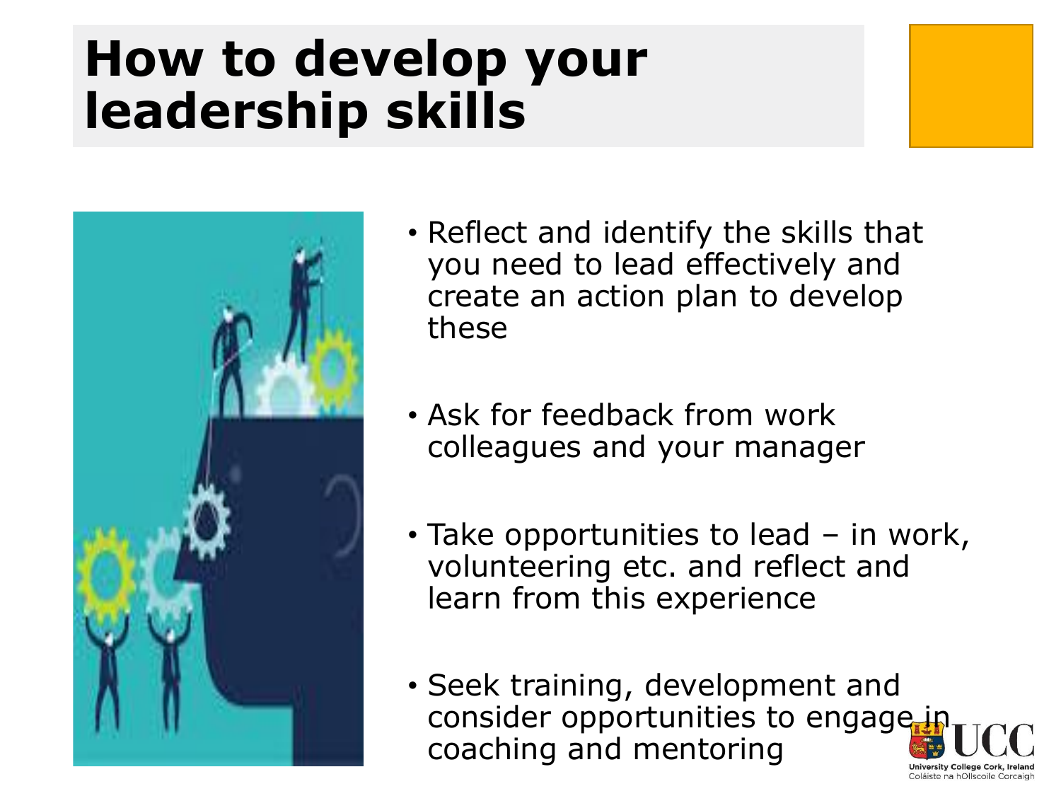# How to develop your leadership skills

- Reflect and identify the skills that you need to lead effectively and create an action plan to develop these
- Ask for feedback from work colleagues and your manager
- Take opportunities to lead – in work, volunteering etc. and reflect and learn from this experience
- Seek training, development and consider opportunities to engage in coaching and mentoring